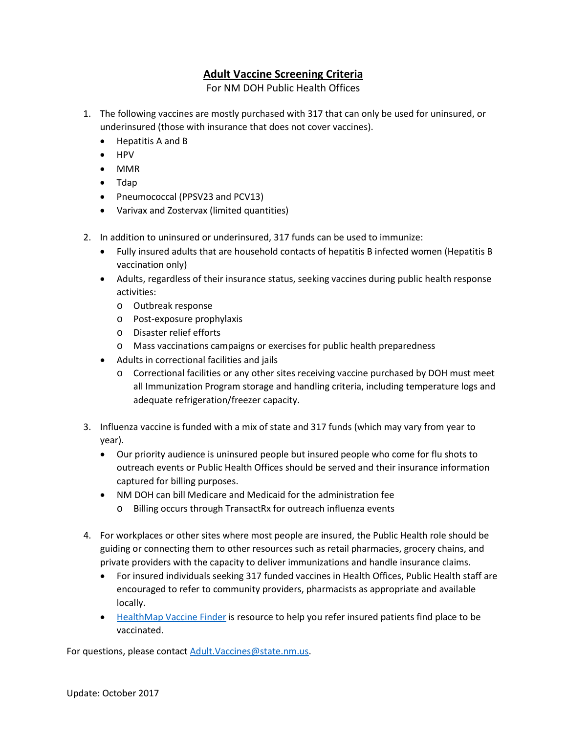# Adult Vaccine Screening Criteria

For NM DOH Public Health Offices

1. The following vaccines are mostly purchased with 317 that can only be used for uninsured, or underinsured (those with insurance that does not cover vaccines).
   - Hepatitis A and B
   - HPV
   - MMR
   - Tdap
   - Pneumococcal (PPSV23 and PCV13)
   - Varivax and Zostervax (limited quantities)

2. In addition to uninsured or underinsured, 317 funds can be used to immunize:
   - Fully insured adults that are household contacts of hepatitis B infected women (Hepatitis B vaccination only)
   - Adults, regardless of their insurance status, seeking vaccines during public health response activities:
     - Outbreak response
     - Post-exposure prophylaxis
     - Disaster relief efforts
     - Mass vaccinations campaigns or exercises for public health preparedness
   - Adults in correctional facilities and jails
     - Correctional facilities or any other sites receiving vaccine purchased by DOH must meet all Immunization Program storage and handling criteria, including temperature logs and adequate refrigeration/freezer capacity.

3. Influenza vaccine is funded with a mix of state and 317 funds (which may vary from year to year).
   - Our priority audience is uninsured people but insured people who come for flu shots to outreach events or Public Health Offices should be served and their insurance information captured for billing purposes.
   - NM DOH can bill Medicare and Medicaid for the administration fee
     - Billing occurs through TransactRx for outreach influenza events

4. For workplaces or other sites where most people are insured, the Public Health role should be guiding or connecting them to other resources such as retail pharmacies, grocery chains, and private providers with the capacity to deliver immunizations and handle insurance claims.
   - For insured individuals seeking 317 funded vaccines in Health Offices, Public Health staff are encouraged to refer to community providers, pharmacists as appropriate and available locally.
   - HealthMap Vaccine Finder is resource to help you refer insured patients find place to be vaccinated.

For questions, please contact Adult.Vaccines@state.nm.us.

Update: October 2017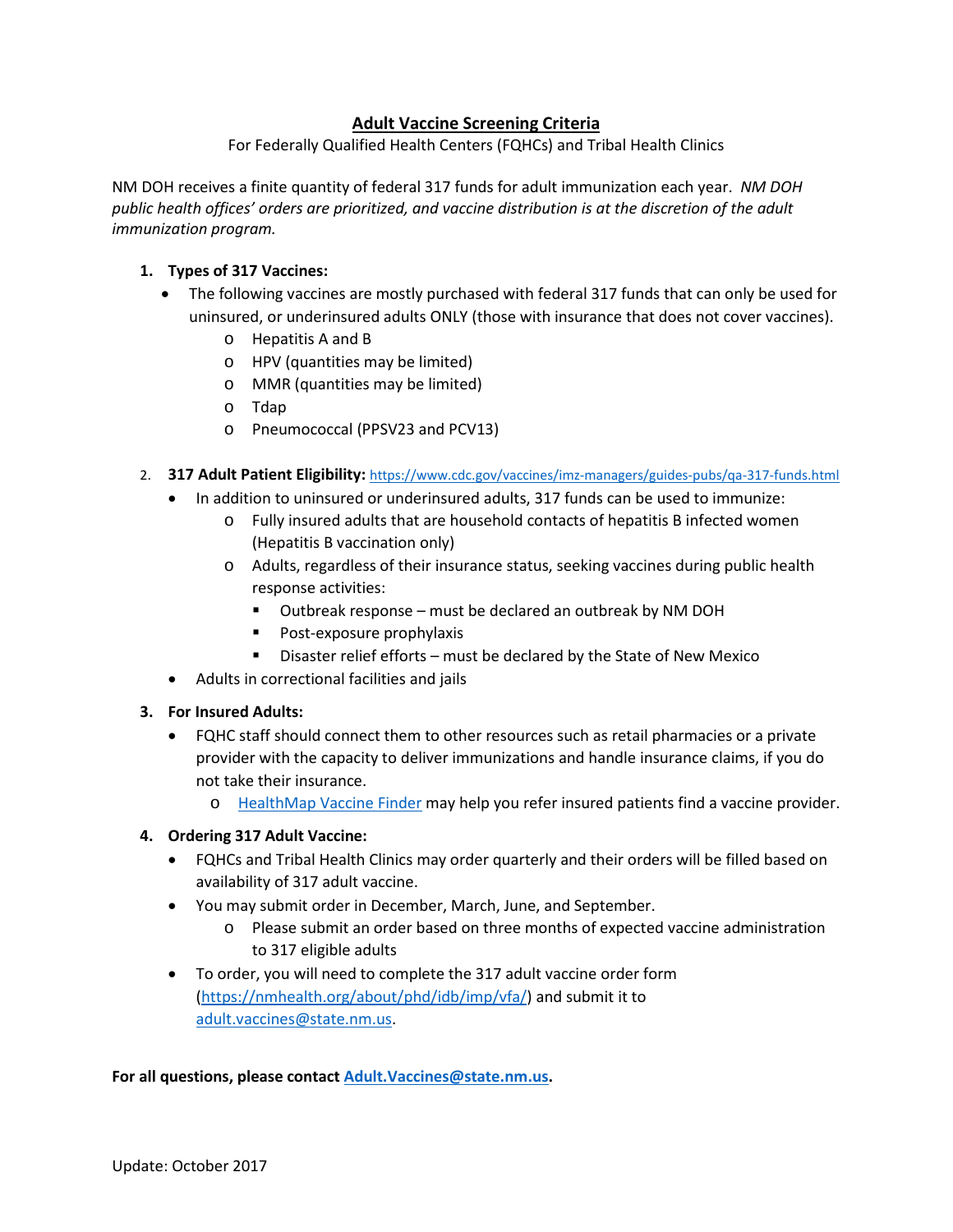# Adult Vaccine Screening Criteria

For Federally Qualified Health Centers (FQHCs) and Tribal Health Clinics

NM DOH receives a finite quantity of federal 317 funds for adult immunization each year. *NM DOH public health offices' orders are prioritized, and vaccine distribution is at the discretion of the adult immunization program.*

1. **Types of 317 Vaccines:**
   - The following vaccines are mostly purchased with federal 317 funds that can only be used for uninsured, or underinsured adults ONLY (those with insurance that does not cover vaccines).
     - Hepatitis A and B
     - HPV (quantities may be limited)
     - MMR (quantities may be limited)
     - Tdap
     - Pneumococcal (PPSV23 and PCV13)

2. **317 Adult Patient Eligibility:** https://www.cdc.gov/vaccines/imz-managers/guides-pubs/qa-317-funds.html
   - In addition to uninsured or underinsured adults, 317 funds can be used to immunize:
     - Fully insured adults that are household contacts of hepatitis B infected women (Hepatitis B vaccination only)
     - Adults, regardless of their insurance status, seeking vaccines during public health response activities:
       - Outbreak response – must be declared an outbreak by NM DOH
       - Post-exposure prophylaxis
       - Disaster relief efforts – must be declared by the State of New Mexico
   - Adults in correctional facilities and jails

3. **For Insured Adults:**
   - FQHC staff should connect them to other resources such as retail pharmacies or a private provider with the capacity to deliver immunizations and handle insurance claims, if you do not take their insurance.
     - HealthMap Vaccine Finder may help you refer insured patients find a vaccine provider.

4. **Ordering 317 Adult Vaccine:**
   - FQHCs and Tribal Health Clinics may order quarterly and their orders will be filled based on availability of 317 adult vaccine.
   - You may submit order in December, March, June, and September.
     - Please submit an order based on three months of expected vaccine administration to 317 eligible adults
   - To order, you will need to complete the 317 adult vaccine order form (https://nmhealth.org/about/phd/idb/imp/vfa/) and submit it to adult.vaccines@state.nm.us.

**For all questions, please contact Adult.Vaccines@state.nm.us.**

Update: October 2017